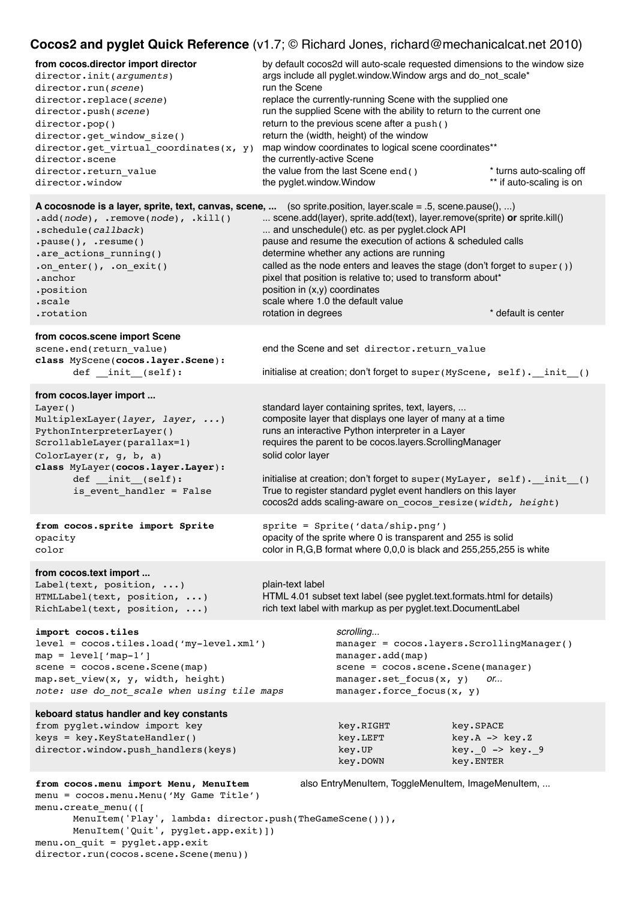# Cocos2 and pyglet Quick Reference (v1.7; © Richard Jones, richard@mechanicalcat.net 2010)

## from cocos.director import director

| Code | Description |
|---|---|
| `director.init(arguments)` | by default cocos2d will auto-scale requested dimensions to the window size; args include all pyglet.window.Window args and do_not_scale* |
| `director.run(scene)` | run the Scene |
| `director.replace(scene)` | replace the currently-running Scene with the supplied one |
| `director.push(scene)` | run the supplied Scene with the ability to return to the current one |
| `director.pop()` | return to the previous scene after a `push()` |
| `director.get_window_size()` | return the (width, height) of the window |
| `director.get_virtual_coordinates(x, y)` | map window coordinates to logical scene coordinates** |
| `director.scene` | the currently-active Scene |
| `director.return_value` | the value from the last Scene `end()` |
| `director.window` | the pyglet.window.Window |

\* turns auto-scaling off
\*\* if auto-scaling is on

## A cocosnode is a layer, sprite, text, canvas, scene, ... (so sprite.position, layer.scale = .5, scene.pause(), ...)

| Code | Description |
|---|---|
| `.add(node), .remove(node), .kill()` | ... scene.add(layer), sprite.add(text), layer.remove(sprite) **or** sprite.kill() |
| `.schedule(callback)` | ... and unschedule() etc. as per pyglet.clock API |
| `.pause(), .resume()` | pause and resume the execution of actions & scheduled calls |
| `.are_actions_running()` | determine whether any actions are running |
| `.on_enter(), .on_exit()` | called as the node enters and leaves the stage (don't forget to `super()`) |
| `.anchor` | pixel that position is relative to; used to transform about* |
| `.position` | position in (x,y) coordinates |
| `.scale` | scale where 1.0 the default value |
| `.rotation` | rotation in degrees |

\* default is center

## from cocos.scene import Scene

| Code | Description |
|---|---|
| `scene.end(return_value)` | end the Scene and set `director.return_value` |
| `class MyScene(cocos.layer.Scene):` | |
| `    def __init__(self):` | initialise at creation; don't forget to `super(MyScene, self).__init__()` |

## from cocos.layer import ...

| Code | Description |
|---|---|
| `Layer()` | standard layer containing sprites, text, layers, ... |
| `MultiplexLayer(layer, layer, ...)` | composite layer that displays one layer of many at a time |
| `PythonInterpreterLayer()` | runs an interactive Python interpreter in a Layer |
| `ScrollableLayer(parallax=1)` | requires the parent to be cocos.layers.ScrollingManager |
| `ColorLayer(r, g, b, a)` | solid color layer |
| `class MyLayer(cocos.layer.Layer):` | |
| `    def __init__(self):` | initialise at creation; don't forget to `super(MyLayer, self).__init__()` |
| `    is_event_handler = False` | True to register standard pyglet event handlers on this layer |
| | cocos2d adds scaling-aware `on_cocos_resize(width, height)` |

## from cocos.sprite import Sprite

| Code | Description |
|---|---|
| | `sprite = Sprite('data/ship.png')` |
| `opacity` | opacity of the sprite where 0 is transparent and 255 is solid |
| `color` | color in R,G,B format where 0,0,0 is black and 255,255,255 is white |

## from cocos.text import ...

| Code | Description |
|---|---|
| `Label(text, position, ...)` | plain-text label |
| `HTMLLabel(text, position, ...)` | HTML 4.01 subset text label (see pyglet.text.formats.html for details) |
| `RichLabel(text, position, ...)` | rich text label with markup as per pyglet.text.DocumentLabel |

## import cocos.tiles

```
level = cocos.tiles.load('my-level.xml')
map = level['map-1']
scene = cocos.scene.Scene(map)
map.set_view(x, y, width, height)
```

*note: use do_not_scale when using tile maps*

*scrolling...*

```
manager = cocos.layers.ScrollingManager()
manager.add(map)
scene = cocos.scene.Scene(manager)
manager.set_focus(x, y)    or...
manager.force_focus(x, y)
```

## keboard status handler and key constants

```
from pyglet.window import key
keys = key.KeyStateHandler()
director.window.push_handlers(keys)
```

| | |
|---|---|
| `key.RIGHT` | `key.SPACE` |
| `key.LEFT` | `key.A -> key.Z` |
| `key.UP` | `key._0 -> key._9` |
| `key.DOWN` | `key.ENTER` |

## from cocos.menu import Menu, MenuItem

also EntryMenuItem, ToggleMenuItem, ImageMenuItem, ...

```
menu = cocos.menu.Menu('My Game Title')
menu.create_menu(([
    MenuItem('Play', lambda: director.push(TheGameScene())),
    MenuItem('Quit', pyglet.app.exit)])
menu.on_quit = pyglet.app.exit
director.run(cocos.scene.Scene(menu))
```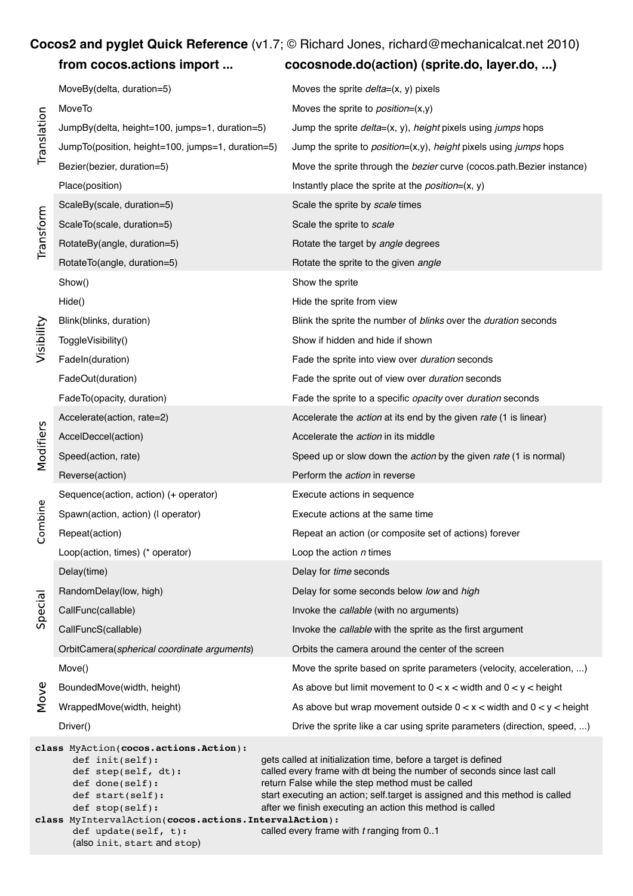# Cocos2 and pyglet Quick Reference (v1.7; © Richard Jones, richard@mechanicalcat.net 2010)

| Category | from cocos.actions import ... | cocosnode.do(action) (sprite.do, layer.do, ...) |
|---|---|---|
| Translation | MoveBy(delta, duration=5) | Moves the sprite *delta*=(x, y) pixels |
| | MoveTo | Moves the sprite to *position*=(x,y) |
| | JumpBy(delta, height=100, jumps=1, duration=5) | Jump the sprite *delta*=(x, y), *height* pixels using *jumps* hops |
| | JumpTo(position, height=100, jumps=1, duration=5) | Jump the sprite to *position*=(x,y), *height* pixels using *jumps* hops |
| | Bezier(bezier, duration=5) | Move the sprite through the *bezier* curve (cocos.path.Bezier instance) |
| | Place(position) | Instantly place the sprite at the *position*=(x, y) |
| Transform | ScaleBy(scale, duration=5) | Scale the sprite by *scale* times |
| | ScaleTo(scale, duration=5) | Scale the sprite to *scale* |
| | RotateBy(angle, duration=5) | Rotate the target by *angle* degrees |
| | RotateTo(angle, duration=5) | Rotate the sprite to the given *angle* |
| Visibility | Show() | Show the sprite |
| | Hide() | Hide the sprite from view |
| | Blink(blinks, duration) | Blink the sprite the number of *blinks* over the *duration* seconds |
| | ToggleVisibility() | Show if hidden and hide if shown |
| | FadeIn(duration) | Fade the sprite into view over *duration* seconds |
| | FadeOut(duration) | Fade the sprite out of view over *duration* seconds |
| | FadeTo(opacity, duration) | Fade the sprite to a specific *opacity* over *duration* seconds |
| Modifiers | Accelerate(action, rate=2) | Accelerate the *action* at its end by the given *rate* (1 is linear) |
| | AccelDeccel(action) | Accelerate the *action* in its middle |
| | Speed(action, rate) | Speed up or slow down the *action* by the given *rate* (1 is normal) |
| | Reverse(action) | Perform the *action* in reverse |
| Combine | Sequence(action, action) (+ operator) | Execute actions in sequence |
| | Spawn(action, action) (\| operator) | Execute actions at the same time |
| | Repeat(action) | Repeat an action (or composite set of actions) forever |
| | Loop(action, times) (* operator) | Loop the action *n* times |
| Special | Delay(time) | Delay for *time* seconds |
| | RandomDelay(low, high) | Delay for some seconds below *low* and *high* |
| | CallFunc(callable) | Invoke the *callable* (with no arguments) |
| | CallFuncS(callable) | Invoke the *callable* with the sprite as the first argument |
| | OrbitCamera(*spherical coordinate arguments*) | Orbits the camera around the center of the screen |
| Move | Move() | Move the sprite based on sprite parameters (velocity, acceleration, ...) |
| | BoundedMove(width, height) | As above but limit movement to 0 < x < width and 0 < y < height |
| | WrappedMove(width, height) | As above but wrap movement outside 0 < x < width and 0 < y < height |
| | Driver() | Drive the sprite like a car using sprite parameters (direction, speed, ...) |

```
class MyAction(cocos.actions.Action):
      def init(self):              gets called at initialization time, before a target is defined
      def step(self, dt):          called every frame with dt being the number of seconds since last call
      def done(self):              return False while the step method must be called
      def start(self):             start executing an action; self.target is assigned and this method is called
      def stop(self):              after we finish executing an action this method is called
class MyIntervalAction(cocos.actions.IntervalAction):
      def update(self, t):         called every frame with t ranging from 0..1
      (also init, start and stop)
```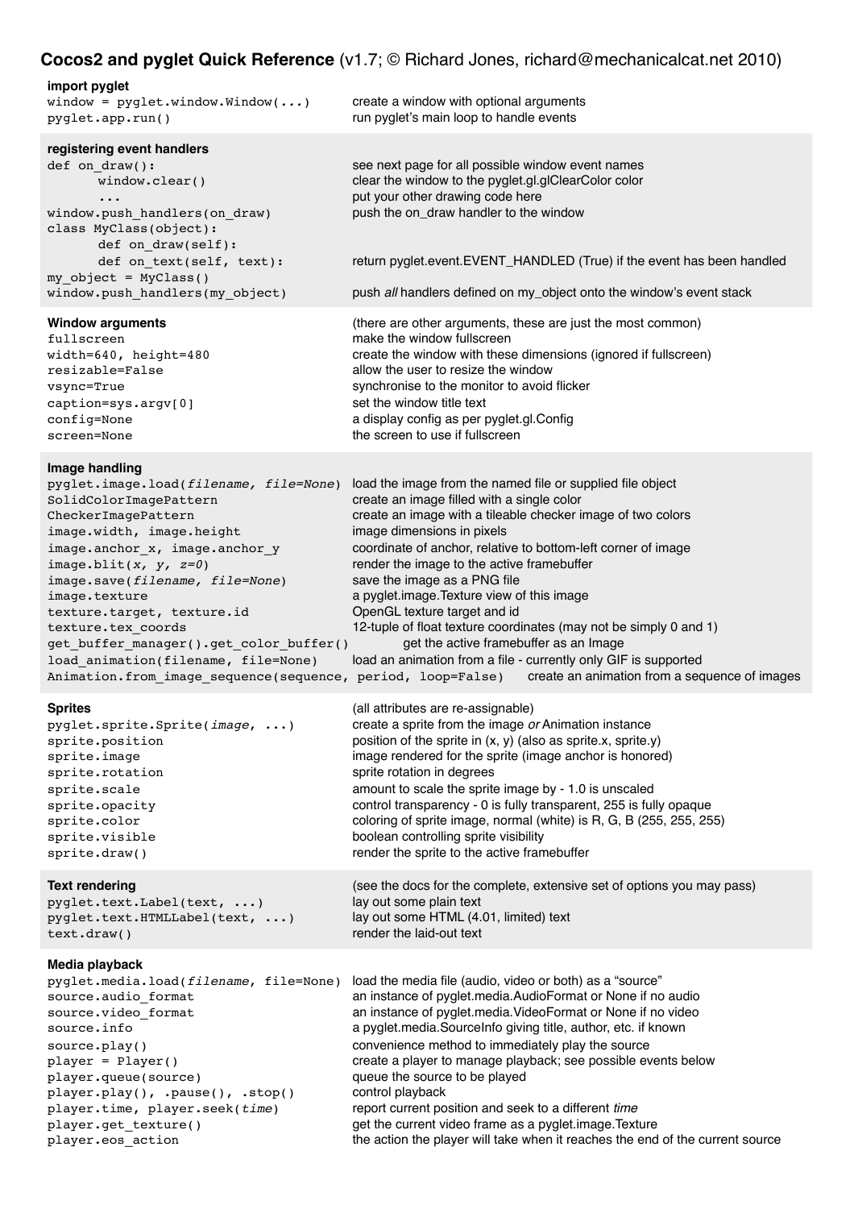# Cocos2 and pyglet Quick Reference (v1.7; © Richard Jones, richard@mechanicalcat.net 2010)

| **import pyglet** | |
|---|---|
| `window = pyglet.window.Window(...)` | create a window with optional arguments |
| `pyglet.app.run()` | run pyglet's main loop to handle events |

**registering event handlers**

| Code | Description |
|---|---|
| `def on_draw():` | see next page for all possible window event names |
| `    window.clear()` | clear the window to the pyglet.gl.glClearColor color |
| `    ...` | put your other drawing code here |
| `window.push_handlers(on_draw)` | push the on_draw handler to the window |
| `class MyClass(object):` | |
| `    def on_draw(self):` | |
| `    def on_text(self, text):` | return pyglet.event.EVENT_HANDLED (True) if the event has been handled |
| `my_object = MyClass()` | |
| `window.push_handlers(my_object)` | push *all* handlers defined on my_object onto the window's event stack |

**Window arguments**

| Argument | Description |
|---|---|
| | (there are other arguments, these are just the most common) |
| `fullscreen` | make the window fullscreen |
| `width=640, height=480` | create the window with these dimensions (ignored if fullscreen) |
| `resizable=False` | allow the user to resize the window |
| `vsync=True` | synchronise to the monitor to avoid flicker |
| `caption=sys.argv[0]` | set the window title text |
| `config=None` | a display config as per pyglet.gl.Config |
| `screen=None` | the screen to use if fullscreen |

**Image handling**

| Code | Description |
|---|---|
| `pyglet.image.load(filename, file=None)` | load the image from the named file or supplied file object |
| `SolidColorImagePattern` | create an image filled with a single color |
| `CheckerImagePattern` | create an image with a tileable checker image of two colors |
| `image.width, image.height` | image dimensions in pixels |
| `image.anchor_x, image.anchor_y` | coordinate of anchor, relative to bottom-left corner of image |
| `image.blit(x, y, z=0)` | render the image to the active framebuffer |
| `image.save(filename, file=None)` | save the image as a PNG file |
| `image.texture` | a pyglet.image.Texture view of this image |
| `texture.target, texture.id` | OpenGL texture target and id |
| `texture.tex_coords` | 12-tuple of float texture coordinates (may not be simply 0 and 1) |
| `get_buffer_manager().get_color_buffer()` | get the active framebuffer as an Image |
| `load_animation(filename, file=None)` | load an animation from a file - currently only GIF is supported |
| `Animation.from_image_sequence(sequence, period, loop=False)` | create an animation from a sequence of images |

**Sprites**

| Code | Description |
|---|---|
| | (all attributes are re-assignable) |
| `pyglet.sprite.Sprite(image, ...)` | create a sprite from the image *or* Animation instance |
| `sprite.position` | position of the sprite in (x, y) (also as sprite.x, sprite.y) |
| `sprite.image` | image rendered for the sprite (image anchor is honored) |
| `sprite.rotation` | sprite rotation in degrees |
| `sprite.scale` | amount to scale the sprite image by - 1.0 is unscaled |
| `sprite.opacity` | control transparency - 0 is fully transparent, 255 is fully opaque |
| `sprite.color` | coloring of sprite image, normal (white) is R, G, B (255, 255, 255) |
| `sprite.visible` | boolean controlling sprite visibility |
| `sprite.draw()` | render the sprite to the active framebuffer |

**Text rendering**

| Code | Description |
|---|---|
| | (see the docs for the complete, extensive set of options you may pass) |
| `pyglet.text.Label(text, ...)` | lay out some plain text |
| `pyglet.text.HTMLLabel(text, ...)` | lay out some HTML (4.01, limited) text |
| `text.draw()` | render the laid-out text |

**Media playback**

| Code | Description |
|---|---|
| `pyglet.media.load(filename, file=None)` | load the media file (audio, video or both) as a "source" |
| `source.audio_format` | an instance of pyglet.media.AudioFormat or None if no audio |
| `source.video_format` | an instance of pyglet.media.VideoFormat or None if no video |
| `source.info` | a pyglet.media.SourceInfo giving title, author, etc. if known |
| `source.play()` | convenience method to immediately play the source |
| `player = Player()` | create a player to manage playback; see possible events below |
| `player.queue(source)` | queue the source to be played |
| `player.play(), .pause(), .stop()` | control playback |
| `player.time, player.seek(time)` | report current position and seek to a different *time* |
| `player.get_texture()` | get the current video frame as a pyglet.image.Texture |
| `player.eos_action` | the action the player will take when it reaches the end of the current source |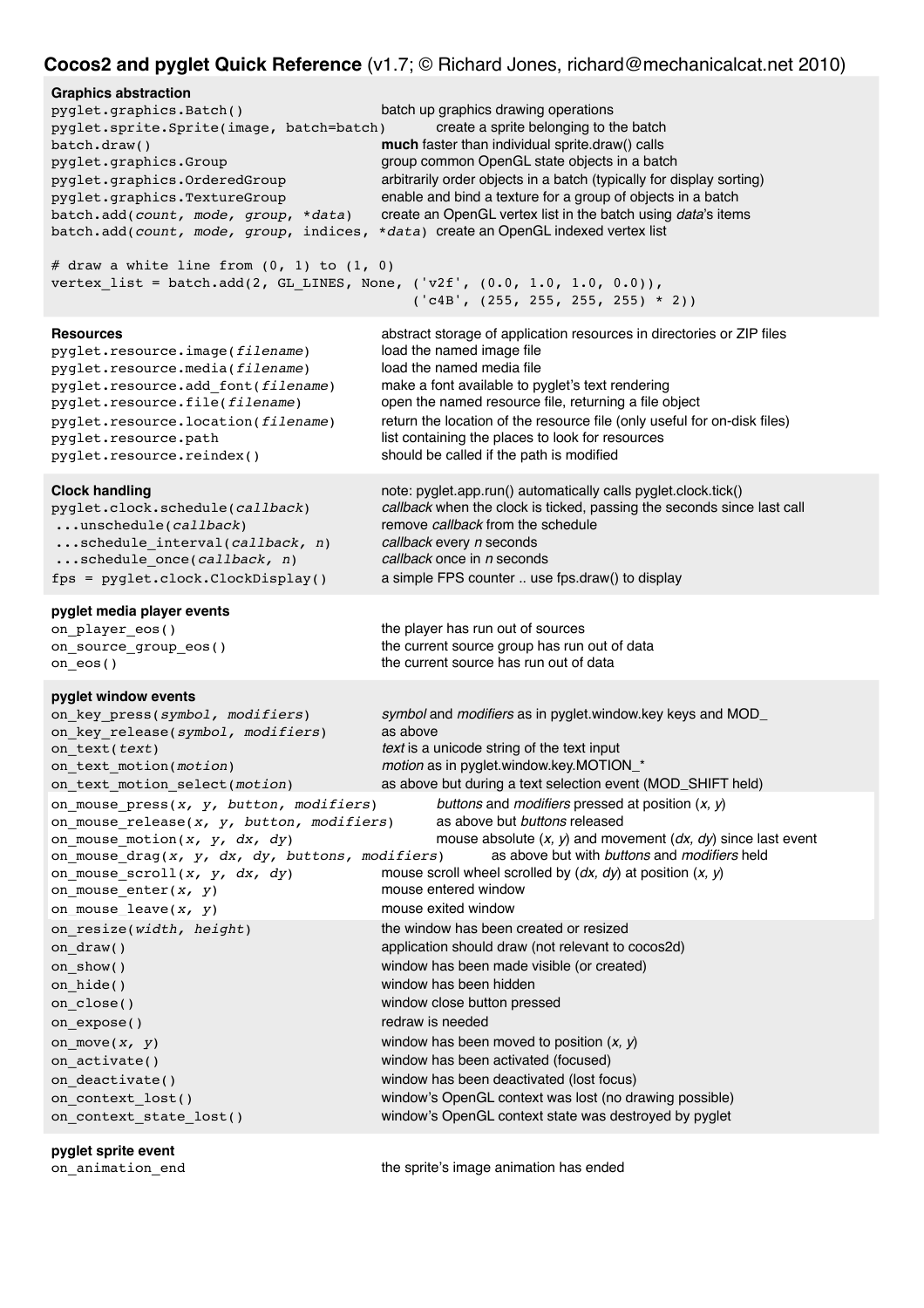**Cocos2 and pyglet Quick Reference** (v1.7; © Richard Jones, richard@mechanicalcat.net 2010)

### Graphics abstraction

| | |
|---|---|
| `pyglet.graphics.Batch()` | batch up graphics drawing operations |
| `pyglet.sprite.Sprite(image, batch=batch)` | create a sprite belonging to the batch |
| `batch.draw()` | **much** faster than individual sprite.draw() calls |
| `pyglet.graphics.Group` | group common OpenGL state objects in a batch |
| `pyglet.graphics.OrderedGroup` | arbitrarily order objects in a batch (typically for display sorting) |
| `pyglet.graphics.TextureGroup` | enable and bind a texture for a group of objects in a batch |
| `batch.add(count, mode, group, *data)` | create an OpenGL vertex list in the batch using *data*'s items |
| `batch.add(count, mode, group, indices, *data)` | create an OpenGL indexed vertex list |

```
# draw a white line from (0, 1) to (1, 0)
vertex_list = batch.add(2, GL_LINES, None, ('v2f', (0.0, 1.0, 1.0, 0.0)),
                                            ('c4B', (255, 255, 255, 255) * 2))
```

### Resources

| | |
|---|---|
| | abstract storage of application resources in directories or ZIP files |
| `pyglet.resource.image(filename)` | load the named image file |
| `pyglet.resource.media(filename)` | load the named media file |
| `pyglet.resource.add_font(filename)` | make a font available to pyglet's text rendering |
| `pyglet.resource.file(filename)` | open the named resource file, returning a file object |
| `pyglet.resource.location(filename)` | return the location of the resource file (only useful for on-disk files) |
| `pyglet.resource.path` | list containing the places to look for resources |
| `pyglet.resource.reindex()` | should be called if the path is modified |

### Clock handling

| | |
|---|---|
| | note: pyglet.app.run() automatically calls pyglet.clock.tick() |
| `pyglet.clock.schedule(callback)` | *callback* when the clock is ticked, passing the seconds since last call |
| `...unschedule(callback)` | remove *callback* from the schedule |
| `...schedule_interval(callback, n)` | *callback* every *n* seconds |
| `...schedule_once(callback, n)` | *callback* once in *n* seconds |
| `fps = pyglet.clock.ClockDisplay()` | a simple FPS counter .. use fps.draw() to display |

### pyglet media player events

| | |
|---|---|
| `on_player_eos()` | the player has run out of sources |
| `on_source_group_eos()` | the current source group has run out of data |
| `on_eos()` | the current source has run out of data |

### pyglet window events

| | |
|---|---|
| `on_key_press(symbol, modifiers)` | *symbol* and *modifiers* as in pyglet.window.key keys and MOD_ |
| `on_key_release(symbol, modifiers)` | as above |
| `on_text(text)` | *text* is a unicode string of the text input |
| `on_text_motion(motion)` | *motion* as in pyglet.window.key.MOTION_* |
| `on_text_motion_select(motion)` | as above but during a text selection event (MOD_SHIFT held) |
| `on_mouse_press(x, y, button, modifiers)` | *buttons* and *modifiers* pressed at position (*x, y*) |
| `on_mouse_release(x, y, button, modifiers)` | as above but *buttons* released |
| `on_mouse_motion(x, y, dx, dy)` | mouse absolute (*x, y*) and movement (*dx, dy*) since last event |
| `on_mouse_drag(x, y, dx, dy, buttons, modifiers)` | as above but with *buttons* and *modifiers* held |
| `on_mouse_scroll(x, y, dx, dy)` | mouse scroll wheel scrolled by (*dx, dy*) at position (*x, y*) |
| `on_mouse_enter(x, y)` | mouse entered window |
| `on_mouse_leave(x, y)` | mouse exited window |
| `on_resize(width, height)` | the window has been created or resized |
| `on_draw()` | application should draw (not relevant to cocos2d) |
| `on_show()` | window has been made visible (or created) |
| `on_hide()` | window has been hidden |
| `on_close()` | window close button pressed |
| `on_expose()` | redraw is needed |
| `on_move(x, y)` | window has been moved to position (*x, y*) |
| `on_activate()` | window has been activated (focused) |
| `on_deactivate()` | window has been deactivated (lost focus) |
| `on_context_lost()` | window's OpenGL context was lost (no drawing possible) |
| `on_context_state_lost()` | window's OpenGL context state was destroyed by pyglet |

### pyglet sprite event

| | |
|---|---|
| `on_animation_end` | the sprite's image animation has ended |